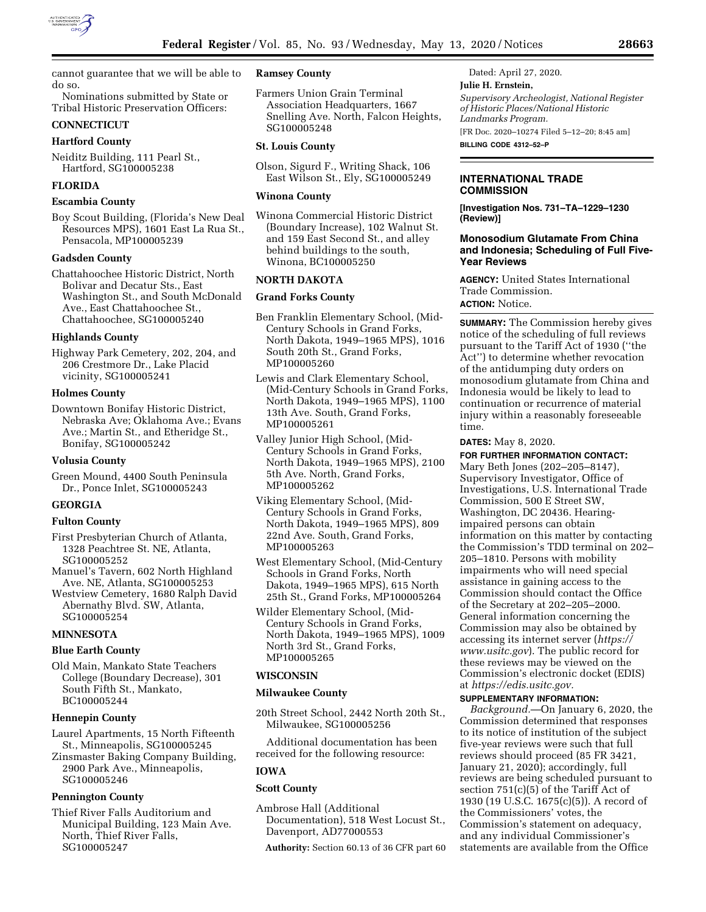cannot guarantee that we will be able to do so.

Nominations submitted by State or Tribal Historic Preservation Officers:

## CONNECTICUT

### Hartford County

Neiditz Building, 111 Pearl St., Hartford, SG100005238

## FLORIDA

### Escambia County

Boy Scout Building, (Florida's New Deal Resources MPS), 1601 East La Rua St., Pensacola, MP100005239

### Gadsden County

Chattahoochee Historic District, North Bolivar and Decatur Sts., East Washington St., and South McDonald Ave., East Chattahoochee St., Chattahoochee, SG100005240

### Highlands County

Highway Park Cemetery, 202, 204, and 206 Crestmore Dr., Lake Placid vicinity, SG100005241

### Holmes County

Downtown Bonifay Historic District, Nebraska Ave; Oklahoma Ave.; Evans Ave.; Martin St., and Etheridge St., Bonifay, SG100005242

### Volusia County

Green Mound, 4400 South Peninsula Dr., Ponce Inlet, SG100005243

## GEORGIA

### Fulton County

First Presbyterian Church of Atlanta, 1328 Peachtree St. NE, Atlanta, SG100005252

Manuel's Tavern, 602 North Highland Ave. NE, Atlanta, SG100005253

Westview Cemetery, 1680 Ralph David Abernathy Blvd. SW, Atlanta, SG100005254

## MINNESOTA

### Blue Earth County

Old Main, Mankato State Teachers College (Boundary Decrease), 301 South Fifth St., Mankato, BC100005244

### Hennepin County

Laurel Apartments, 15 North Fifteenth St., Minneapolis, SG100005245

Zinsmaster Baking Company Building, 2900 Park Ave., Minneapolis, SG100005246

### Pennington County

Thief River Falls Auditorium and Municipal Building, 123 Main Ave. North, Thief River Falls, SG100005247

### Ramsey County

Farmers Union Grain Terminal Association Headquarters, 1667 Snelling Ave. North, Falcon Heights, SG100005248

### St. Louis County

Olson, Sigurd F., Writing Shack, 106 East Wilson St., Ely, SG100005249

### Winona County

Winona Commercial Historic District (Boundary Increase), 102 Walnut St. and 159 East Second St., and alley behind buildings to the south, Winona, BC100005250

## NORTH DAKOTA

### Grand Forks County

Ben Franklin Elementary School, (Mid-Century Schools in Grand Forks, North Dakota, 1949–1965 MPS), 1016 South 20th St., Grand Forks, MP100005260

Lewis and Clark Elementary School, (Mid-Century Schools in Grand Forks, North Dakota, 1949–1965 MPS), 1100 13th Ave. South, Grand Forks, MP100005261

Valley Junior High School, (Mid-Century Schools in Grand Forks, North Dakota, 1949–1965 MPS), 2100 5th Ave. North, Grand Forks, MP100005262

Viking Elementary School, (Mid-Century Schools in Grand Forks, North Dakota, 1949–1965 MPS), 809 22nd Ave. South, Grand Forks, MP100005263

West Elementary School, (Mid-Century Schools in Grand Forks, North Dakota, 1949–1965 MPS), 615 North 25th St., Grand Forks, MP100005264

Wilder Elementary School, (Mid-Century Schools in Grand Forks, North Dakota, 1949–1965 MPS), 1009 North 3rd St., Grand Forks, MP100005265

## WISCONSIN

### Milwaukee County

20th Street School, 2442 North 20th St., Milwaukee, SG100005256

Additional documentation has been received for the following resource:

## IOWA

### Scott County

Ambrose Hall (Additional Documentation), 518 West Locust St., Davenport, AD77000553

**Authority:** Section 60.13 of 36 CFR part 60

Dated: April 27, 2020.

**Julie H. Ernstein,**

*Supervisory Archeologist, National Register of Historic Places/National Historic Landmarks Program.*

[FR Doc. 2020–10274 Filed 5–12–20; 8:45 am]

**BILLING CODE 4312–52–P**

---

# INTERNATIONAL TRADE COMMISSION

**[Investigation Nos. 731–TA–1229–1230 (Review)]**

## Monosodium Glutamate From China and Indonesia; Scheduling of Full Five-Year Reviews

**AGENCY:** United States International Trade Commission.

**ACTION:** Notice.

**SUMMARY:** The Commission hereby gives notice of the scheduling of full reviews pursuant to the Tariff Act of 1930 (''the Act'') to determine whether revocation of the antidumping duty orders on monosodium glutamate from China and Indonesia would be likely to lead to continuation or recurrence of material injury within a reasonably foreseeable time.

**DATES:** May 8, 2020.

**FOR FURTHER INFORMATION CONTACT:** Mary Beth Jones (202–205–8147), Supervisory Investigator, Office of Investigations, U.S. International Trade Commission, 500 E Street SW, Washington, DC 20436. Hearing-impaired persons can obtain information on this matter by contacting the Commission's TDD terminal on 202–205–1810. Persons with mobility impairments who will need special assistance in gaining access to the Commission should contact the Office of the Secretary at 202–205–2000. General information concerning the Commission may also be obtained by accessing its internet server (*https://www.usitc.gov*). The public record for these reviews may be viewed on the Commission's electronic docket (EDIS) at *https://edis.usitc.gov.*

**SUPPLEMENTARY INFORMATION:**

*Background.*—On January 6, 2020, the Commission determined that responses to its notice of institution of the subject five-year reviews were such that full reviews should proceed (85 FR 3421, January 21, 2020); accordingly, full reviews are being scheduled pursuant to section 751(c)(5) of the Tariff Act of 1930 (19 U.S.C. 1675(c)(5)). A record of the Commissioners' votes, the Commission's statement on adequacy, and any individual Commissioner's statements are available from the Office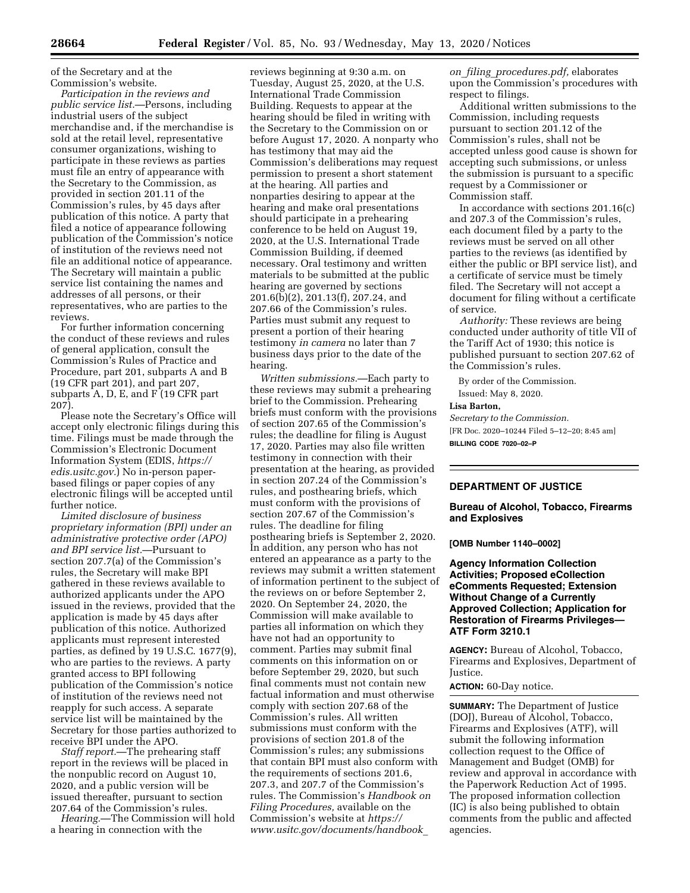of the Secretary and at the Commission's website.

*Participation in the reviews and public service list.*—Persons, including industrial users of the subject merchandise and, if the merchandise is sold at the retail level, representative consumer organizations, wishing to participate in these reviews as parties must file an entry of appearance with the Secretary to the Commission, as provided in section 201.11 of the Commission's rules, by 45 days after publication of this notice. A party that filed a notice of appearance following publication of the Commission's notice of institution of the reviews need not file an additional notice of appearance. The Secretary will maintain a public service list containing the names and addresses of all persons, or their representatives, who are parties to the reviews.

For further information concerning the conduct of these reviews and rules of general application, consult the Commission's Rules of Practice and Procedure, part 201, subparts A and B (19 CFR part 201), and part 207, subparts A, D, E, and F (19 CFR part 207).

Please note the Secretary's Office will accept only electronic filings during this time. Filings must be made through the Commission's Electronic Document Information System (EDIS, *https://edis.usitc.gov.*) No in-person paper-based filings or paper copies of any electronic filings will be accepted until further notice.

*Limited disclosure of business proprietary information (BPI) under an administrative protective order (APO) and BPI service list.*—Pursuant to section 207.7(a) of the Commission's rules, the Secretary will make BPI gathered in these reviews available to authorized applicants under the APO issued in the reviews, provided that the application is made by 45 days after publication of this notice. Authorized applicants must represent interested parties, as defined by 19 U.S.C. 1677(9), who are parties to the reviews. A party granted access to BPI following publication of the Commission's notice of institution of the reviews need not reapply for such access. A separate service list will be maintained by the Secretary for those parties authorized to receive BPI under the APO.

*Staff report.*—The prehearing staff report in the reviews will be placed in the nonpublic record on August 10, 2020, and a public version will be issued thereafter, pursuant to section 207.64 of the Commission's rules.

*Hearing.*—The Commission will hold a hearing in connection with the reviews beginning at 9:30 a.m. on Tuesday, August 25, 2020, at the U.S. International Trade Commission Building. Requests to appear at the hearing should be filed in writing with the Secretary to the Commission on or before August 17, 2020. A nonparty who has testimony that may aid the Commission's deliberations may request permission to present a short statement at the hearing. All parties and nonparties desiring to appear at the hearing and make oral presentations should participate in a prehearing conference to be held on August 19, 2020, at the U.S. International Trade Commission Building, if deemed necessary. Oral testimony and written materials to be submitted at the public hearing are governed by sections 201.6(b)(2), 201.13(f), 207.24, and 207.66 of the Commission's rules. Parties must submit any request to present a portion of their hearing testimony *in camera* no later than 7 business days prior to the date of the hearing.

*Written submissions.*—Each party to these reviews may submit a prehearing brief to the Commission. Prehearing briefs must conform with the provisions of section 207.65 of the Commission's rules; the deadline for filing is August 17, 2020. Parties may also file written testimony in connection with their presentation at the hearing, as provided in section 207.24 of the Commission's rules, and posthearing briefs, which must conform with the provisions of section 207.67 of the Commission's rules. The deadline for filing posthearing briefs is September 2, 2020. In addition, any person who has not entered an appearance as a party to the reviews may submit a written statement of information pertinent to the subject of the reviews on or before September 2, 2020. On September 24, 2020, the Commission will make available to parties all information on which they have not had an opportunity to comment. Parties may submit final comments on this information on or before September 29, 2020, but such final comments must not contain new factual information and must otherwise comply with section 207.68 of the Commission's rules. All written submissions must conform with the provisions of section 201.8 of the Commission's rules; any submissions that contain BPI must also conform with the requirements of sections 201.6, 207.3, and 207.7 of the Commission's rules. The Commission's *Handbook on Filing Procedures,* available on the Commission's website at *https://www.usitc.gov/documents/handbook_on_filing_procedures.pdf,* elaborates upon the Commission's procedures with respect to filings.

Additional written submissions to the Commission, including requests pursuant to section 201.12 of the Commission's rules, shall not be accepted unless good cause is shown for accepting such submissions, or unless the submission is pursuant to a specific request by a Commissioner or Commission staff.

In accordance with sections 201.16(c) and 207.3 of the Commission's rules, each document filed by a party to the reviews must be served on all other parties to the reviews (as identified by either the public or BPI service list), and a certificate of service must be timely filed. The Secretary will not accept a document for filing without a certificate of service.

*Authority:* These reviews are being conducted under authority of title VII of the Tariff Act of 1930; this notice is published pursuant to section 207.62 of the Commission's rules.

By order of the Commission.

Issued: May 8, 2020.

**Lisa Barton,**

*Secretary to the Commission.*

[FR Doc. 2020–10244 Filed 5–12–20; 8:45 am]

**BILLING CODE 7020–02–P**

## DEPARTMENT OF JUSTICE

### Bureau of Alcohol, Tobacco, Firearms and Explosives

**[OMB Number 1140–0002]**

### Agency Information Collection Activities; Proposed eCollection eComments Requested; Extension Without Change of a Currently Approved Collection; Application for Restoration of Firearms Privileges—ATF Form 3210.1

**AGENCY:** Bureau of Alcohol, Tobacco, Firearms and Explosives, Department of Justice.

**ACTION:** 60-Day notice.

**SUMMARY:** The Department of Justice (DOJ), Bureau of Alcohol, Tobacco, Firearms and Explosives (ATF), will submit the following information collection request to the Office of Management and Budget (OMB) for review and approval in accordance with the Paperwork Reduction Act of 1995. The proposed information collection (IC) is also being published to obtain comments from the public and affected agencies.